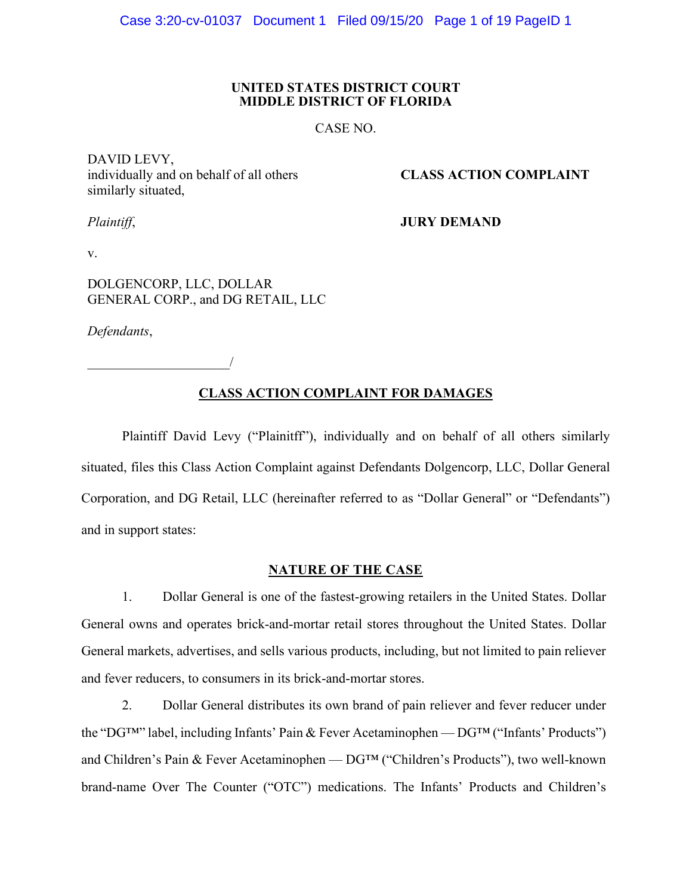**UNITED STATES DISTRICT COURT**
**MIDDLE DISTRICT OF FLORIDA**

CASE NO.

DAVID LEVY,
individually and on behalf of all others similarly situated,

*Plaintiff*,

v.

DOLGENCORP, LLC, DOLLAR GENERAL CORP., and DG RETAIL, LLC

*Defendants*,

_____________________/

**CLASS ACTION COMPLAINT**

**JURY DEMAND**

## CLASS ACTION COMPLAINT FOR DAMAGES

Plaintiff David Levy ("Plainitff"), individually and on behalf of all others similarly situated, files this Class Action Complaint against Defendants Dolgencorp, LLC, Dollar General Corporation, and DG Retail, LLC (hereinafter referred to as "Dollar General" or "Defendants") and in support states:

## NATURE OF THE CASE

1. Dollar General is one of the fastest-growing retailers in the United States. Dollar General owns and operates brick-and-mortar retail stores throughout the United States. Dollar General markets, advertises, and sells various products, including, but not limited to pain reliever and fever reducers, to consumers in its brick-and-mortar stores.

2. Dollar General distributes its own brand of pain reliever and fever reducer under the "DG™" label, including Infants' Pain & Fever Acetaminophen — DG™ ("Infants' Products") and Children's Pain & Fever Acetaminophen — DG™ ("Children's Products"), two well-known brand-name Over The Counter ("OTC") medications. The Infants' Products and Children's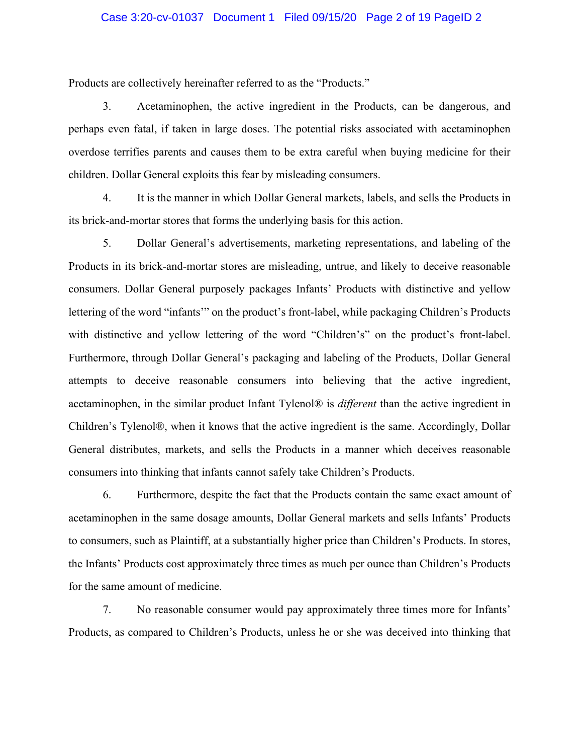Products are collectively hereinafter referred to as the "Products."

3. Acetaminophen, the active ingredient in the Products, can be dangerous, and perhaps even fatal, if taken in large doses. The potential risks associated with acetaminophen overdose terrifies parents and causes them to be extra careful when buying medicine for their children. Dollar General exploits this fear by misleading consumers.

4. It is the manner in which Dollar General markets, labels, and sells the Products in its brick-and-mortar stores that forms the underlying basis for this action.

5. Dollar General's advertisements, marketing representations, and labeling of the Products in its brick-and-mortar stores are misleading, untrue, and likely to deceive reasonable consumers. Dollar General purposely packages Infants' Products with distinctive and yellow lettering of the word "infants'" on the product's front-label, while packaging Children's Products with distinctive and yellow lettering of the word "Children's" on the product's front-label. Furthermore, through Dollar General's packaging and labeling of the Products, Dollar General attempts to deceive reasonable consumers into believing that the active ingredient, acetaminophen, in the similar product Infant Tylenol® is *different* than the active ingredient in Children's Tylenol®, when it knows that the active ingredient is the same. Accordingly, Dollar General distributes, markets, and sells the Products in a manner which deceives reasonable consumers into thinking that infants cannot safely take Children's Products.

6. Furthermore, despite the fact that the Products contain the same exact amount of acetaminophen in the same dosage amounts, Dollar General markets and sells Infants' Products to consumers, such as Plaintiff, at a substantially higher price than Children's Products. In stores, the Infants' Products cost approximately three times as much per ounce than Children's Products for the same amount of medicine.

7. No reasonable consumer would pay approximately three times more for Infants' Products, as compared to Children's Products, unless he or she was deceived into thinking that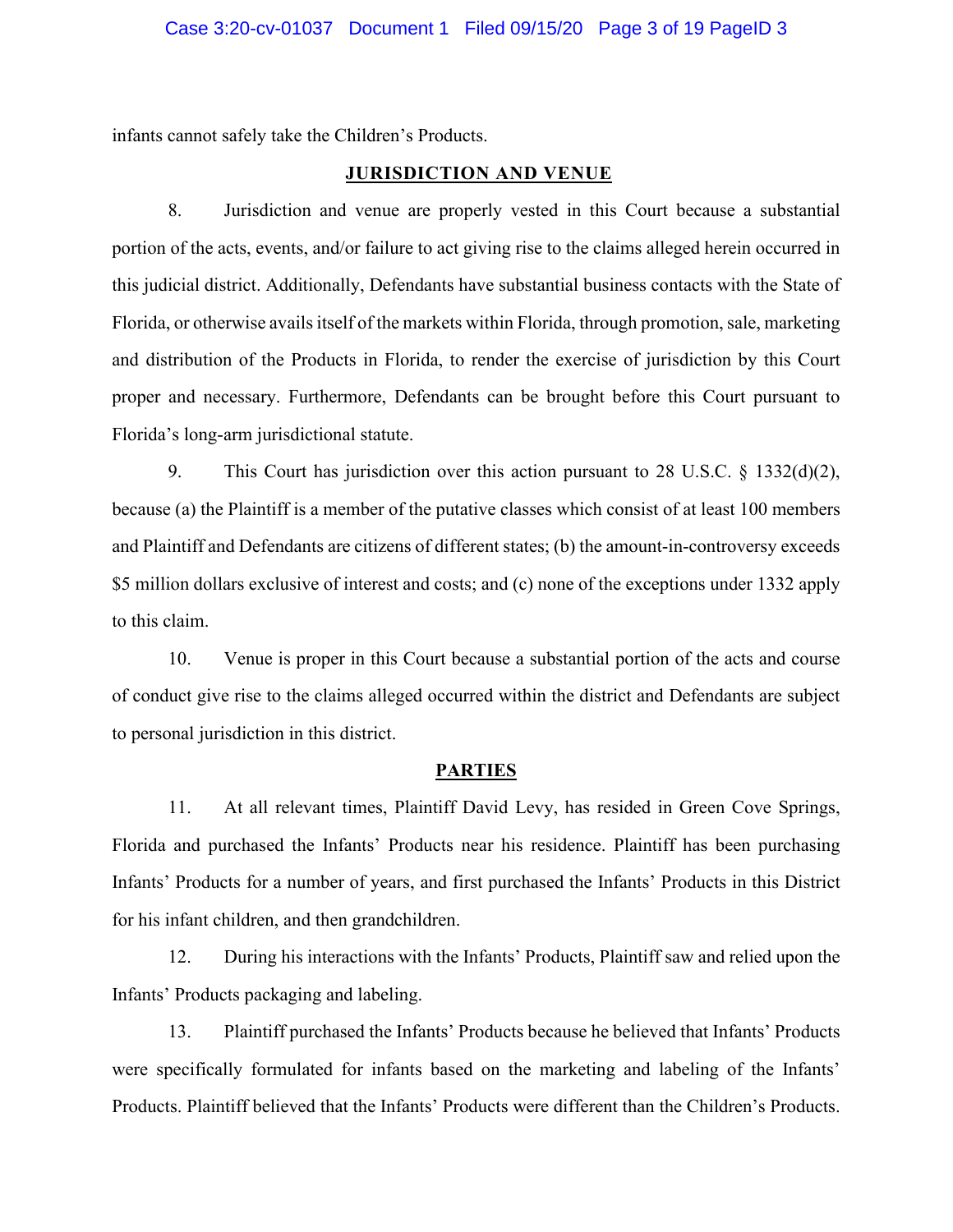infants cannot safely take the Children's Products.

## JURISDICTION AND VENUE

8. Jurisdiction and venue are properly vested in this Court because a substantial portion of the acts, events, and/or failure to act giving rise to the claims alleged herein occurred in this judicial district. Additionally, Defendants have substantial business contacts with the State of Florida, or otherwise avails itself of the markets within Florida, through promotion, sale, marketing and distribution of the Products in Florida, to render the exercise of jurisdiction by this Court proper and necessary. Furthermore, Defendants can be brought before this Court pursuant to Florida's long-arm jurisdictional statute.

9. This Court has jurisdiction over this action pursuant to 28 U.S.C. § 1332(d)(2), because (a) the Plaintiff is a member of the putative classes which consist of at least 100 members and Plaintiff and Defendants are citizens of different states; (b) the amount-in-controversy exceeds $5 million dollars exclusive of interest and costs; and (c) none of the exceptions under 1332 apply to this claim.

10. Venue is proper in this Court because a substantial portion of the acts and course of conduct give rise to the claims alleged occurred within the district and Defendants are subject to personal jurisdiction in this district.

## PARTIES

11. At all relevant times, Plaintiff David Levy, has resided in Green Cove Springs, Florida and purchased the Infants' Products near his residence. Plaintiff has been purchasing Infants' Products for a number of years, and first purchased the Infants' Products in this District for his infant children, and then grandchildren.

12. During his interactions with the Infants' Products, Plaintiff saw and relied upon the Infants' Products packaging and labeling.

13. Plaintiff purchased the Infants' Products because he believed that Infants' Products were specifically formulated for infants based on the marketing and labeling of the Infants' Products. Plaintiff believed that the Infants' Products were different than the Children's Products.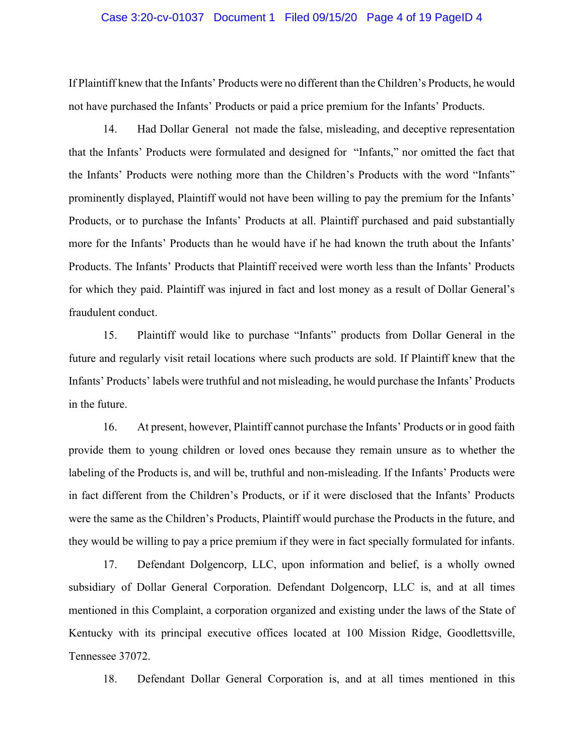If Plaintiff knew that the Infants' Products were no different than the Children's Products, he would not have purchased the Infants' Products or paid a price premium for the Infants' Products.

14. Had Dollar General not made the false, misleading, and deceptive representation that the Infants' Products were formulated and designed for "Infants," nor omitted the fact that the Infants' Products were nothing more than the Children's Products with the word "Infants" prominently displayed, Plaintiff would not have been willing to pay the premium for the Infants' Products, or to purchase the Infants' Products at all. Plaintiff purchased and paid substantially more for the Infants' Products than he would have if he had known the truth about the Infants' Products. The Infants' Products that Plaintiff received were worth less than the Infants' Products for which they paid. Plaintiff was injured in fact and lost money as a result of Dollar General's fraudulent conduct.

15. Plaintiff would like to purchase "Infants" products from Dollar General in the future and regularly visit retail locations where such products are sold. If Plaintiff knew that the Infants' Products' labels were truthful and not misleading, he would purchase the Infants' Products in the future.

16. At present, however, Plaintiff cannot purchase the Infants' Products or in good faith provide them to young children or loved ones because they remain unsure as to whether the labeling of the Products is, and will be, truthful and non-misleading. If the Infants' Products were in fact different from the Children's Products, or if it were disclosed that the Infants' Products were the same as the Children's Products, Plaintiff would purchase the Products in the future, and they would be willing to pay a price premium if they were in fact specially formulated for infants.

17. Defendant Dolgencorp, LLC, upon information and belief, is a wholly owned subsidiary of Dollar General Corporation. Defendant Dolgencorp, LLC is, and at all times mentioned in this Complaint, a corporation organized and existing under the laws of the State of Kentucky with its principal executive offices located at 100 Mission Ridge, Goodlettsville, Tennessee 37072.

18. Defendant Dollar General Corporation is, and at all times mentioned in this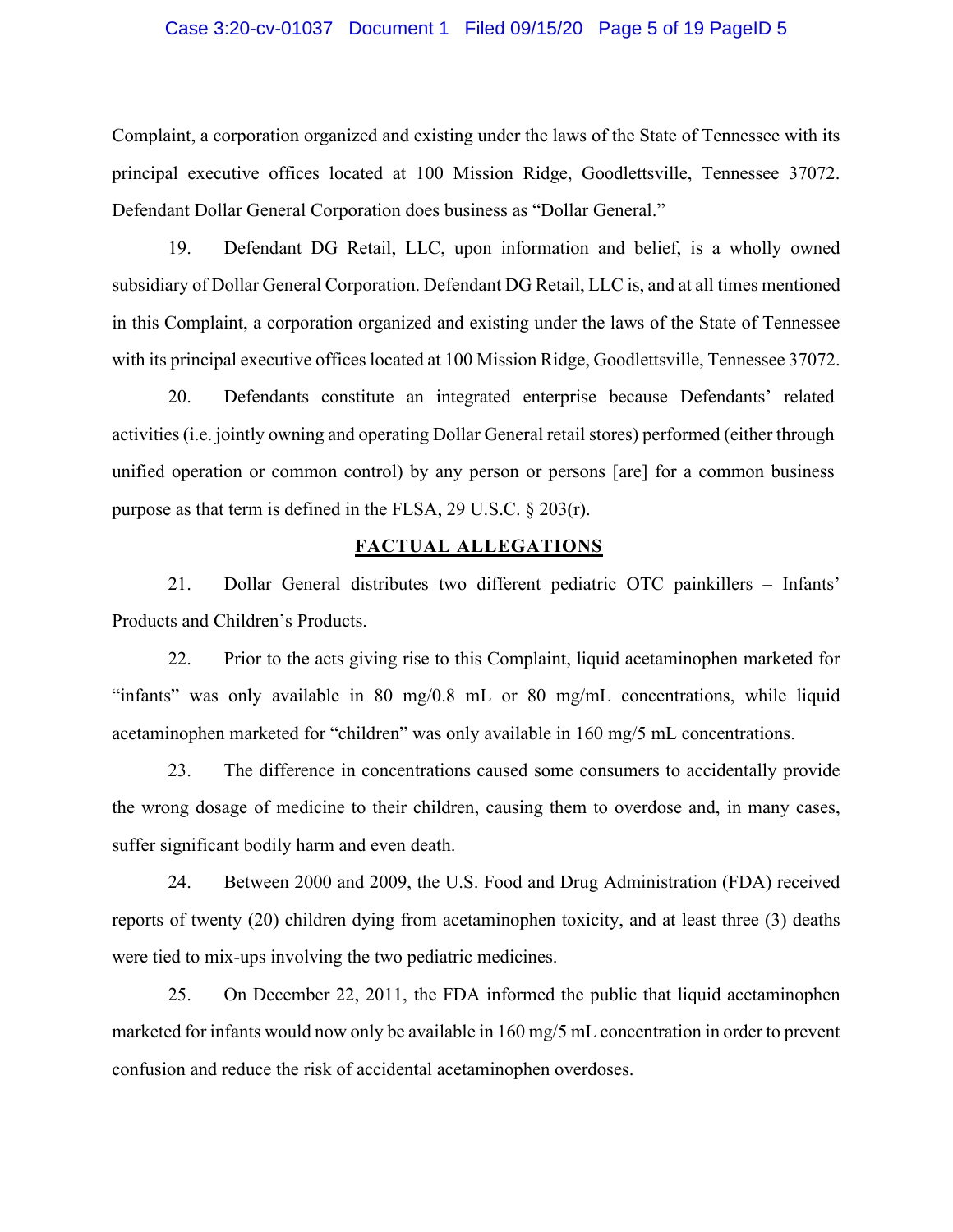Complaint, a corporation organized and existing under the laws of the State of Tennessee with its principal executive offices located at 100 Mission Ridge, Goodlettsville, Tennessee 37072. Defendant Dollar General Corporation does business as "Dollar General."

19. Defendant DG Retail, LLC, upon information and belief, is a wholly owned subsidiary of Dollar General Corporation. Defendant DG Retail, LLC is, and at all times mentioned in this Complaint, a corporation organized and existing under the laws of the State of Tennessee with its principal executive offices located at 100 Mission Ridge, Goodlettsville, Tennessee 37072.

20. Defendants constitute an integrated enterprise because Defendants' related activities (i.e. jointly owning and operating Dollar General retail stores) performed (either through unified operation or common control) by any person or persons [are] for a common business purpose as that term is defined in the FLSA, 29 U.S.C. § 203(r).

## FACTUAL ALLEGATIONS

21. Dollar General distributes two different pediatric OTC painkillers – Infants' Products and Children's Products.

22. Prior to the acts giving rise to this Complaint, liquid acetaminophen marketed for "infants" was only available in 80 mg/0.8 mL or 80 mg/mL concentrations, while liquid acetaminophen marketed for "children" was only available in 160 mg/5 mL concentrations.

23. The difference in concentrations caused some consumers to accidentally provide the wrong dosage of medicine to their children, causing them to overdose and, in many cases, suffer significant bodily harm and even death.

24. Between 2000 and 2009, the U.S. Food and Drug Administration (FDA) received reports of twenty (20) children dying from acetaminophen toxicity, and at least three (3) deaths were tied to mix-ups involving the two pediatric medicines.

25. On December 22, 2011, the FDA informed the public that liquid acetaminophen marketed for infants would now only be available in 160 mg/5 mL concentration in order to prevent confusion and reduce the risk of accidental acetaminophen overdoses.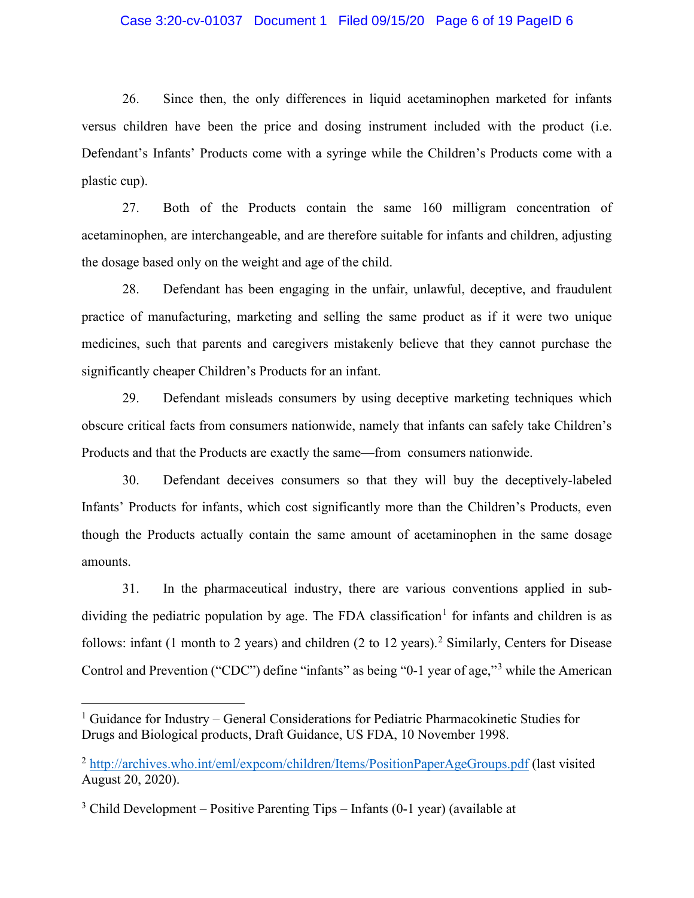26. Since then, the only differences in liquid acetaminophen marketed for infants versus children have been the price and dosing instrument included with the product (i.e. Defendant's Infants' Products come with a syringe while the Children's Products come with a plastic cup).

27. Both of the Products contain the same 160 milligram concentration of acetaminophen, are interchangeable, and are therefore suitable for infants and children, adjusting the dosage based only on the weight and age of the child.

28. Defendant has been engaging in the unfair, unlawful, deceptive, and fraudulent practice of manufacturing, marketing and selling the same product as if it were two unique medicines, such that parents and caregivers mistakenly believe that they cannot purchase the significantly cheaper Children's Products for an infant.

29. Defendant misleads consumers by using deceptive marketing techniques which obscure critical facts from consumers nationwide, namely that infants can safely take Children's Products and that the Products are exactly the same—from consumers nationwide.

30. Defendant deceives consumers so that they will buy the deceptively-labeled Infants' Products for infants, which cost significantly more than the Children's Products, even though the Products actually contain the same amount of acetaminophen in the same dosage amounts.

31. In the pharmaceutical industry, there are various conventions applied in sub-dividing the pediatric population by age. The FDA classification[1] for infants and children is as follows: infant (1 month to 2 years) and children (2 to 12 years).[2] Similarly, Centers for Disease Control and Prevention ("CDC") define "infants" as being "0-1 year of age,"[3] while the American

---

[1] Guidance for Industry – General Considerations for Pediatric Pharmacokinetic Studies for Drugs and Biological products, Draft Guidance, US FDA, 10 November 1998.

[2] http://archives.who.int/eml/expcom/children/Items/PositionPaperAgeGroups.pdf (last visited August 20, 2020).

[3] Child Development – Positive Parenting Tips – Infants (0-1 year) (available at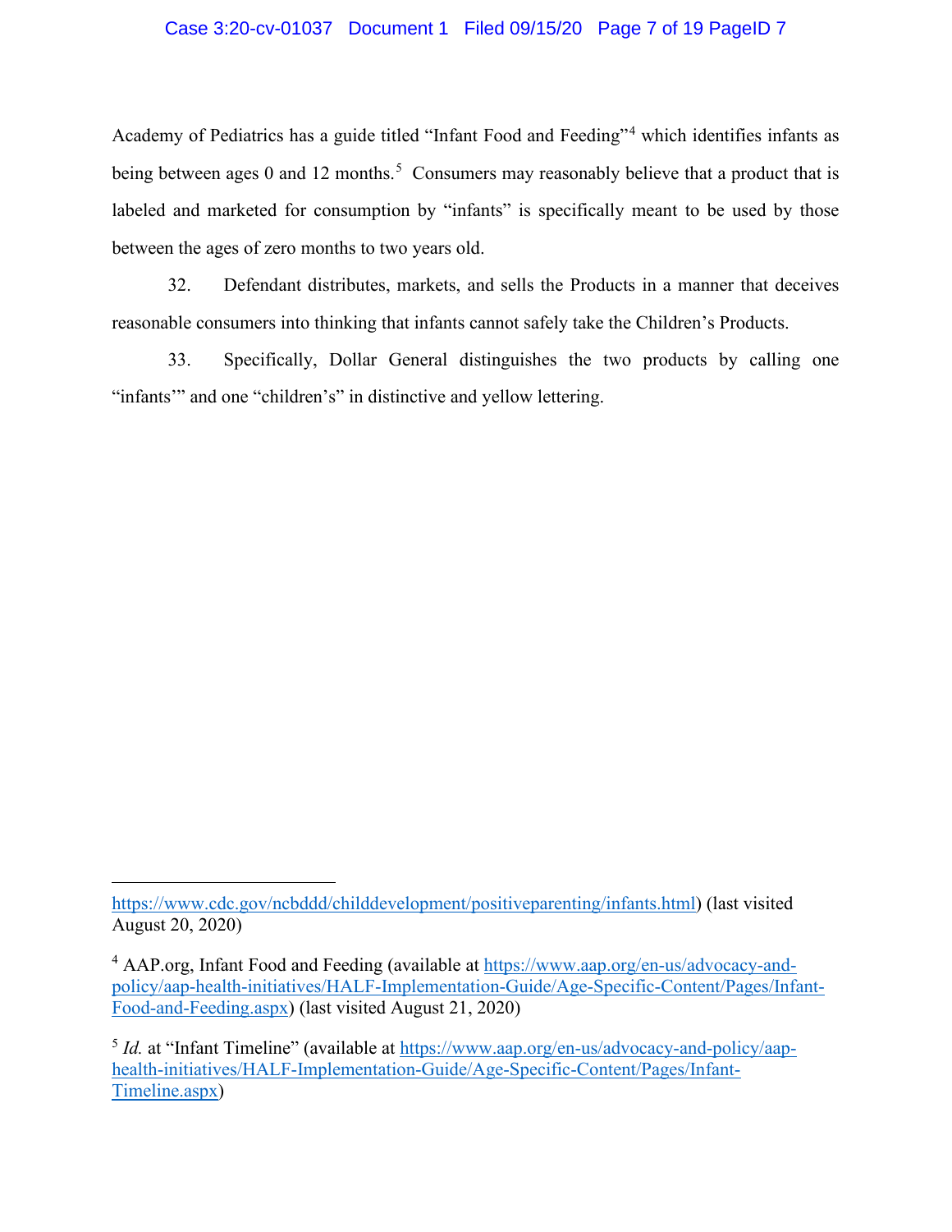Academy of Pediatrics has a guide titled “Infant Food and Feeding”[4] which identifies infants as being between ages 0 and 12 months.[5] Consumers may reasonably believe that a product that is labeled and marketed for consumption by “infants” is specifically meant to be used by those between the ages of zero months to two years old.

32. Defendant distributes, markets, and sells the Products in a manner that deceives reasonable consumers into thinking that infants cannot safely take the Children’s Products.

33. Specifically, Dollar General distinguishes the two products by calling one “infants’” and one “children’s” in distinctive and yellow lettering.

---

https://www.cdc.gov/ncbddd/childdevelopment/positiveparenting/infants.html) (last visited August 20, 2020)

[4] AAP.org, Infant Food and Feeding (available at https://www.aap.org/en-us/advocacy-and-policy/aap-health-initiatives/HALF-Implementation-Guide/Age-Specific-Content/Pages/Infant-Food-and-Feeding.aspx) (last visited August 21, 2020)

[5] *Id.* at “Infant Timeline” (available at https://www.aap.org/en-us/advocacy-and-policy/aap-health-initiatives/HALF-Implementation-Guide/Age-Specific-Content/Pages/Infant-Timeline.aspx)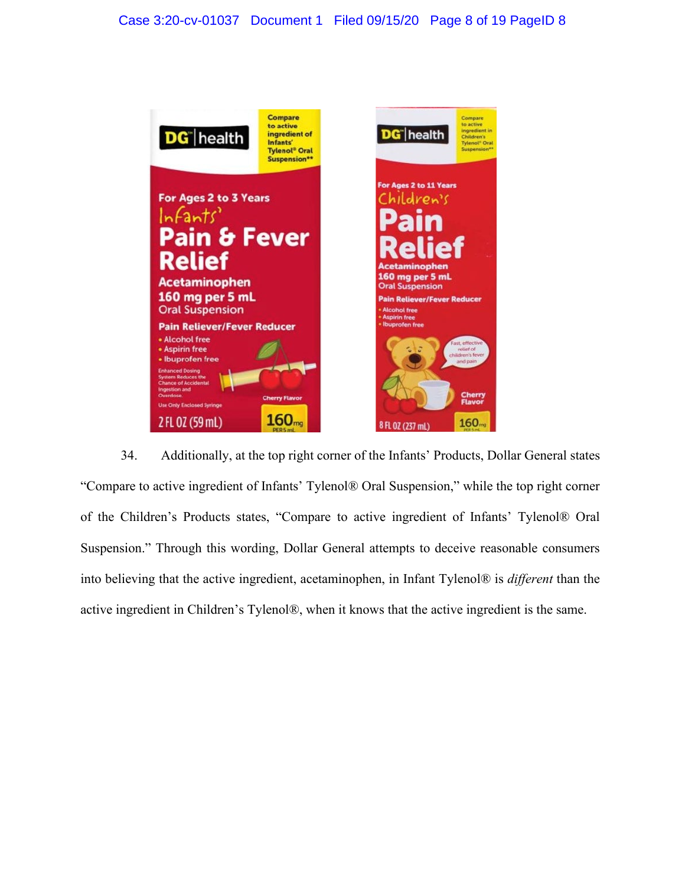34. Additionally, at the top right corner of the Infants' Products, Dollar General states "Compare to active ingredient of Infants' Tylenol® Oral Suspension," while the top right corner of the Children's Products states, "Compare to active ingredient of Infants' Tylenol® Oral Suspension." Through this wording, Dollar General attempts to deceive reasonable consumers into believing that the active ingredient, acetaminophen, in Infant Tylenol® is *different* than the active ingredient in Children's Tylenol®, when it knows that the active ingredient is the same.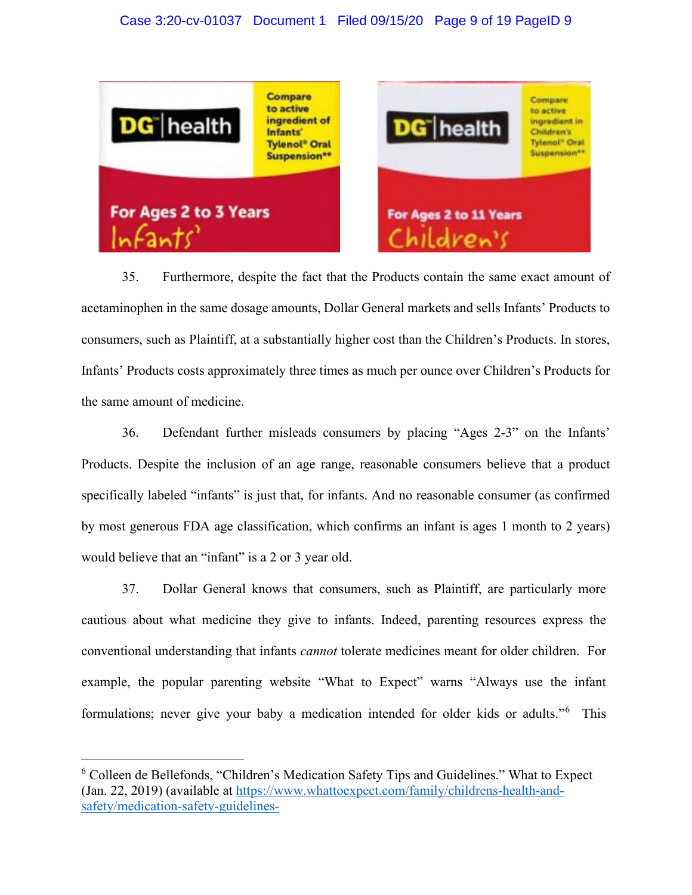35. Furthermore, despite the fact that the Products contain the same exact amount of acetaminophen in the same dosage amounts, Dollar General markets and sells Infants' Products to consumers, such as Plaintiff, at a substantially higher cost than the Children's Products. In stores, Infants' Products costs approximately three times as much per ounce over Children's Products for the same amount of medicine.

36. Defendant further misleads consumers by placing "Ages 2-3" on the Infants' Products. Despite the inclusion of an age range, reasonable consumers believe that a product specifically labeled "infants" is just that, for infants. And no reasonable consumer (as confirmed by most generous FDA age classification, which confirms an infant is ages 1 month to 2 years) would believe that an "infant" is a 2 or 3 year old.

37. Dollar General knows that consumers, such as Plaintiff, are particularly more cautious about what medicine they give to infants. Indeed, parenting resources express the conventional understanding that infants *cannot* tolerate medicines meant for older children. For example, the popular parenting website "What to Expect" warns "Always use the infant formulations; never give your baby a medication intended for older kids or adults."[6] This

[6] Colleen de Bellefonds, "Children's Medication Safety Tips and Guidelines." What to Expect (Jan. 22, 2019) (available at https://www.whattoexpect.com/family/childrens-health-and-safety/medication-safety-guidelines-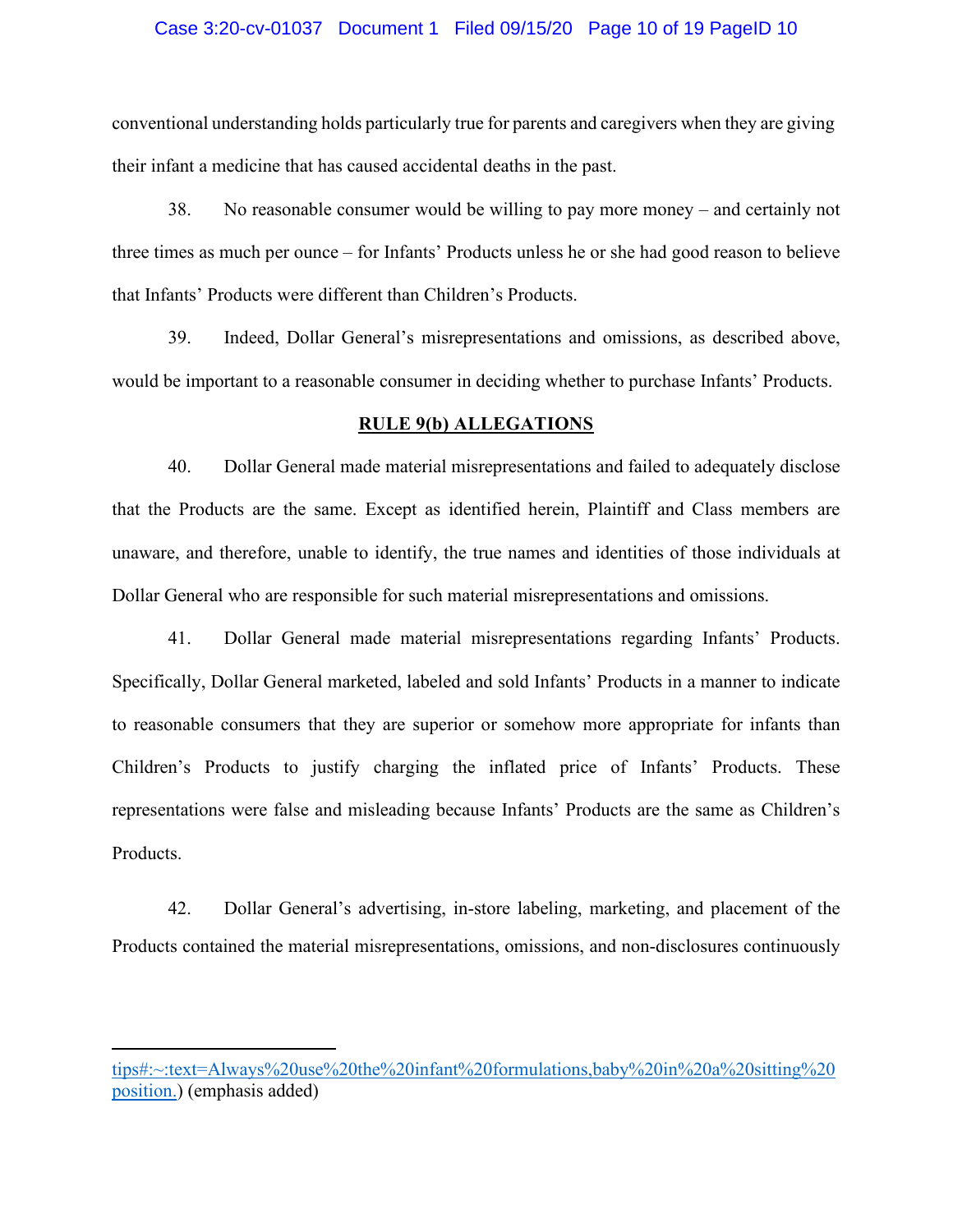conventional understanding holds particularly true for parents and caregivers when they are giving their infant a medicine that has caused accidental deaths in the past.

38. No reasonable consumer would be willing to pay more money – and certainly not three times as much per ounce – for Infants' Products unless he or she had good reason to believe that Infants' Products were different than Children's Products.

39. Indeed, Dollar General's misrepresentations and omissions, as described above, would be important to a reasonable consumer in deciding whether to purchase Infants' Products.

**RULE 9(b) ALLEGATIONS**

40. Dollar General made material misrepresentations and failed to adequately disclose that the Products are the same. Except as identified herein, Plaintiff and Class members are unaware, and therefore, unable to identify, the true names and identities of those individuals at Dollar General who are responsible for such material misrepresentations and omissions.

41. Dollar General made material misrepresentations regarding Infants' Products. Specifically, Dollar General marketed, labeled and sold Infants' Products in a manner to indicate to reasonable consumers that they are superior or somehow more appropriate for infants than Children's Products to justify charging the inflated price of Infants' Products. These representations were false and misleading because Infants' Products are the same as Children's Products.

42. Dollar General's advertising, in-store labeling, marketing, and placement of the Products contained the material misrepresentations, omissions, and non-disclosures continuously

---

tips#:~:text=Always%20use%20the%20infant%20formulations,baby%20in%20a%20sitting%20position.) (emphasis added)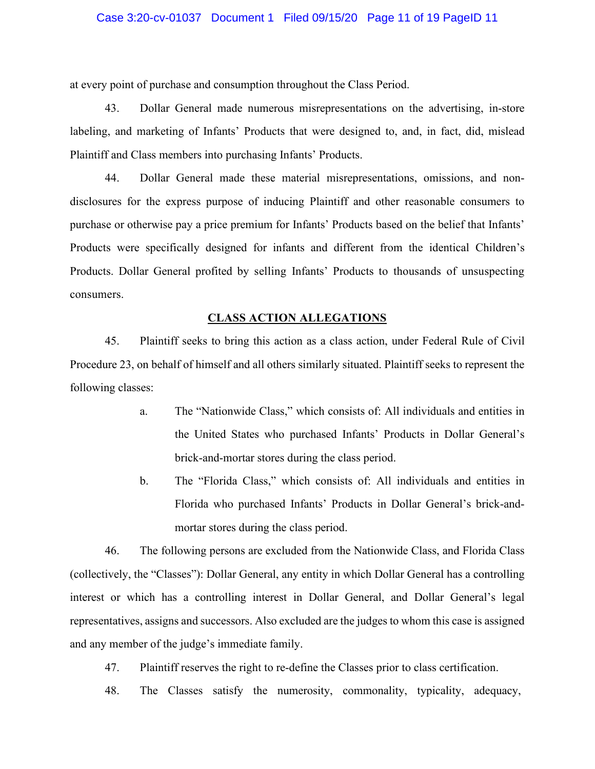at every point of purchase and consumption throughout the Class Period.

43. Dollar General made numerous misrepresentations on the advertising, in-store labeling, and marketing of Infants' Products that were designed to, and, in fact, did, mislead Plaintiff and Class members into purchasing Infants' Products.

44. Dollar General made these material misrepresentations, omissions, and non-disclosures for the express purpose of inducing Plaintiff and other reasonable consumers to purchase or otherwise pay a price premium for Infants' Products based on the belief that Infants' Products were specifically designed for infants and different from the identical Children's Products. Dollar General profited by selling Infants' Products to thousands of unsuspecting consumers.

## CLASS ACTION ALLEGATIONS

45. Plaintiff seeks to bring this action as a class action, under Federal Rule of Civil Procedure 23, on behalf of himself and all others similarly situated. Plaintiff seeks to represent the following classes:

a. The "Nationwide Class," which consists of: All individuals and entities in the United States who purchased Infants' Products in Dollar General's brick-and-mortar stores during the class period.

b. The "Florida Class," which consists of: All individuals and entities in Florida who purchased Infants' Products in Dollar General's brick-and-mortar stores during the class period.

46. The following persons are excluded from the Nationwide Class, and Florida Class (collectively, the "Classes"): Dollar General, any entity in which Dollar General has a controlling interest or which has a controlling interest in Dollar General, and Dollar General's legal representatives, assigns and successors. Also excluded are the judges to whom this case is assigned and any member of the judge's immediate family.

47. Plaintiff reserves the right to re-define the Classes prior to class certification.

48. The Classes satisfy the numerosity, commonality, typicality, adequacy,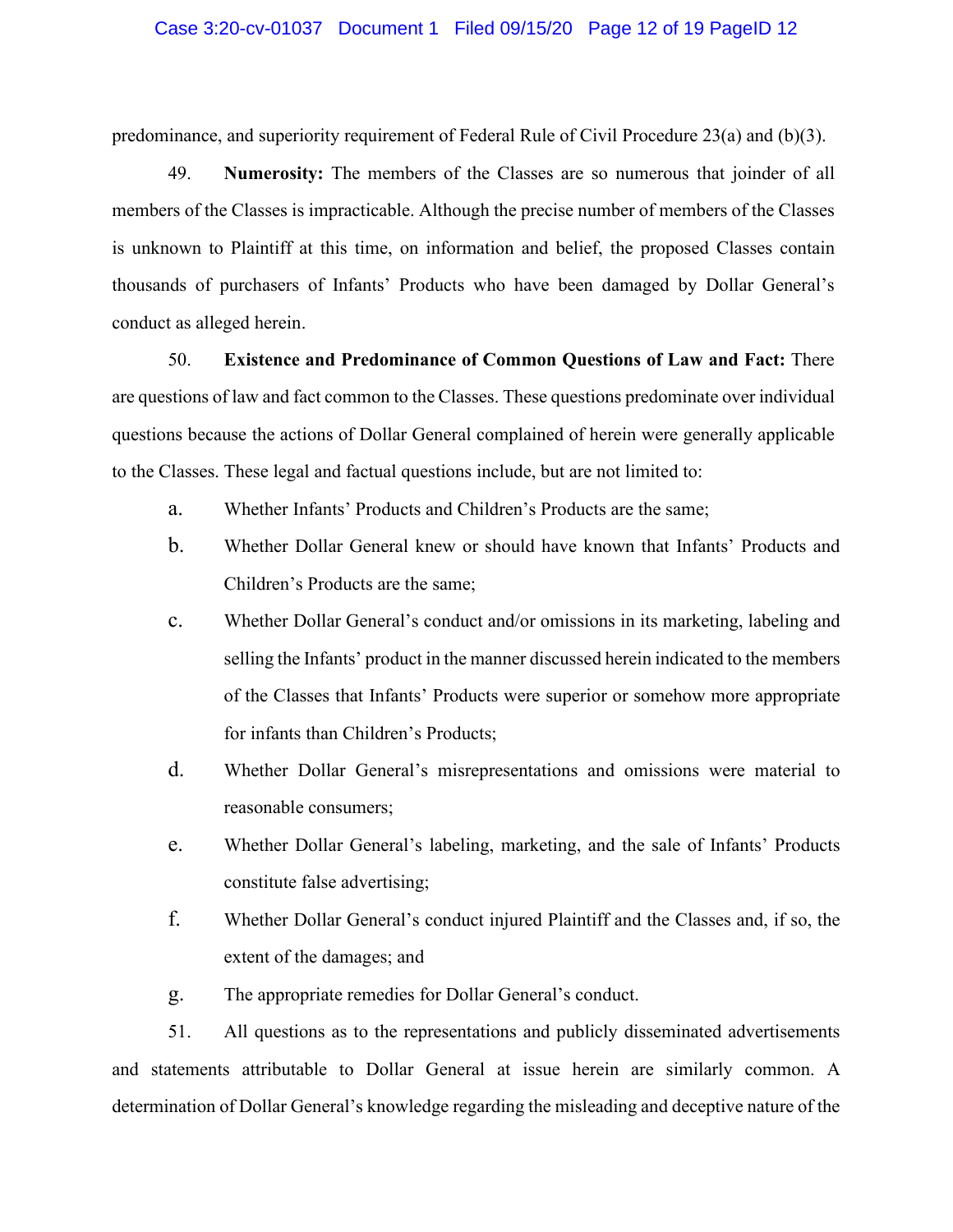predominance, and superiority requirement of Federal Rule of Civil Procedure 23(a) and (b)(3).

49. **Numerosity:** The members of the Classes are so numerous that joinder of all members of the Classes is impracticable. Although the precise number of members of the Classes is unknown to Plaintiff at this time, on information and belief, the proposed Classes contain thousands of purchasers of Infants' Products who have been damaged by Dollar General's conduct as alleged herein.

50. **Existence and Predominance of Common Questions of Law and Fact:** There are questions of law and fact common to the Classes. These questions predominate over individual questions because the actions of Dollar General complained of herein were generally applicable to the Classes. These legal and factual questions include, but are not limited to:

a. Whether Infants' Products and Children's Products are the same;

b. Whether Dollar General knew or should have known that Infants' Products and Children's Products are the same;

c. Whether Dollar General's conduct and/or omissions in its marketing, labeling and selling the Infants' product in the manner discussed herein indicated to the members of the Classes that Infants' Products were superior or somehow more appropriate for infants than Children's Products;

d. Whether Dollar General's misrepresentations and omissions were material to reasonable consumers;

e. Whether Dollar General's labeling, marketing, and the sale of Infants' Products constitute false advertising;

f. Whether Dollar General's conduct injured Plaintiff and the Classes and, if so, the extent of the damages; and

g. The appropriate remedies for Dollar General's conduct.

51. All questions as to the representations and publicly disseminated advertisements and statements attributable to Dollar General at issue herein are similarly common. A determination of Dollar General's knowledge regarding the misleading and deceptive nature of the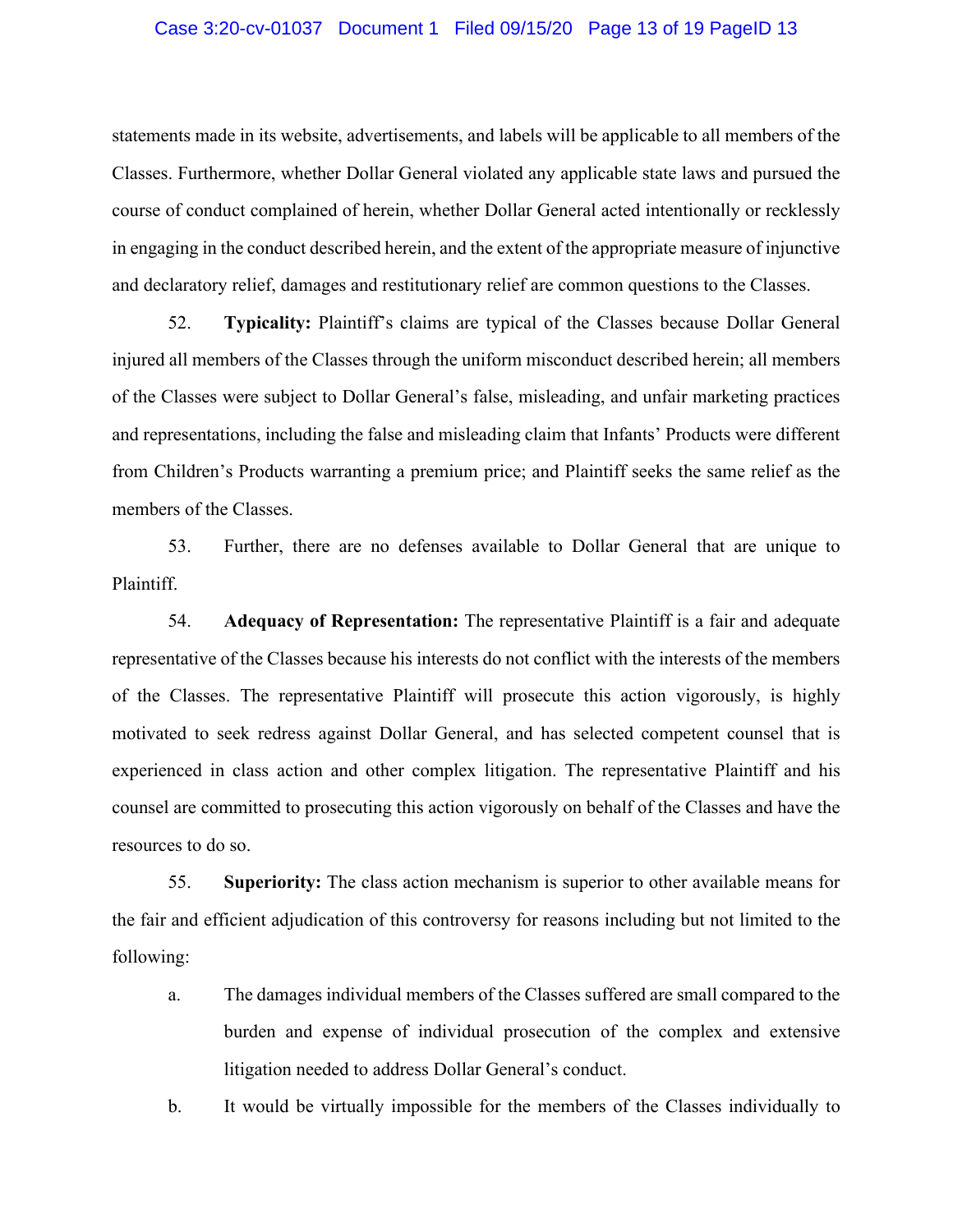statements made in its website, advertisements, and labels will be applicable to all members of the Classes. Furthermore, whether Dollar General violated any applicable state laws and pursued the course of conduct complained of herein, whether Dollar General acted intentionally or recklessly in engaging in the conduct described herein, and the extent of the appropriate measure of injunctive and declaratory relief, damages and restitutionary relief are common questions to the Classes.

52. **Typicality:** Plaintiff's claims are typical of the Classes because Dollar General injured all members of the Classes through the uniform misconduct described herein; all members of the Classes were subject to Dollar General's false, misleading, and unfair marketing practices and representations, including the false and misleading claim that Infants' Products were different from Children's Products warranting a premium price; and Plaintiff seeks the same relief as the members of the Classes.

53. Further, there are no defenses available to Dollar General that are unique to Plaintiff.

54. **Adequacy of Representation:** The representative Plaintiff is a fair and adequate representative of the Classes because his interests do not conflict with the interests of the members of the Classes. The representative Plaintiff will prosecute this action vigorously, is highly motivated to seek redress against Dollar General, and has selected competent counsel that is experienced in class action and other complex litigation. The representative Plaintiff and his counsel are committed to prosecuting this action vigorously on behalf of the Classes and have the resources to do so.

55. **Superiority:** The class action mechanism is superior to other available means for the fair and efficient adjudication of this controversy for reasons including but not limited to the following:

a. The damages individual members of the Classes suffered are small compared to the burden and expense of individual prosecution of the complex and extensive litigation needed to address Dollar General's conduct.

b. It would be virtually impossible for the members of the Classes individually to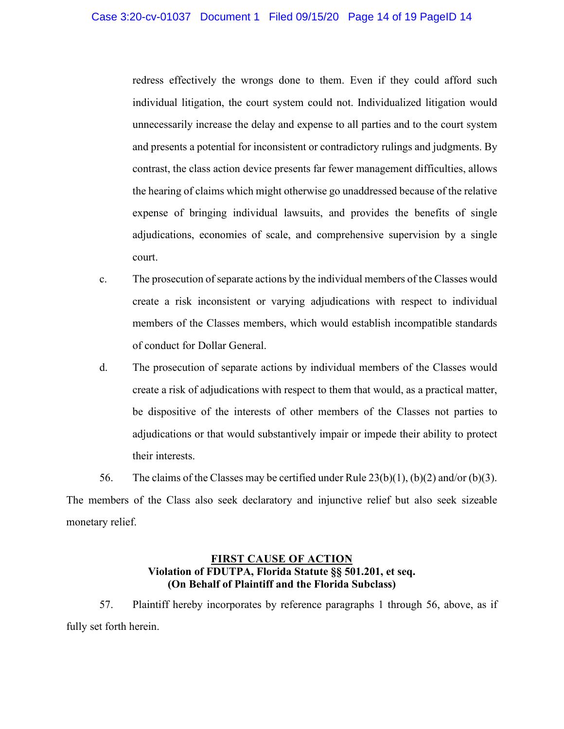redress effectively the wrongs done to them. Even if they could afford such individual litigation, the court system could not. Individualized litigation would unnecessarily increase the delay and expense to all parties and to the court system and presents a potential for inconsistent or contradictory rulings and judgments. By contrast, the class action device presents far fewer management difficulties, allows the hearing of claims which might otherwise go unaddressed because of the relative expense of bringing individual lawsuits, and provides the benefits of single adjudications, economies of scale, and comprehensive supervision by a single court.

c. The prosecution of separate actions by the individual members of the Classes would create a risk inconsistent or varying adjudications with respect to individual members of the Classes members, which would establish incompatible standards of conduct for Dollar General.

d. The prosecution of separate actions by individual members of the Classes would create a risk of adjudications with respect to them that would, as a practical matter, be dispositive of the interests of other members of the Classes not parties to adjudications or that would substantively impair or impede their ability to protect their interests.

56. The claims of the Classes may be certified under Rule 23(b)(1), (b)(2) and/or (b)(3). The members of the Class also seek declaratory and injunctive relief but also seek sizeable monetary relief.

## FIRST CAUSE OF ACTION
**Violation of FDUTPA, Florida Statute §§ 501.201, et seq.**
**(On Behalf of Plaintiff and the Florida Subclass)**

57. Plaintiff hereby incorporates by reference paragraphs 1 through 56, above, as if fully set forth herein.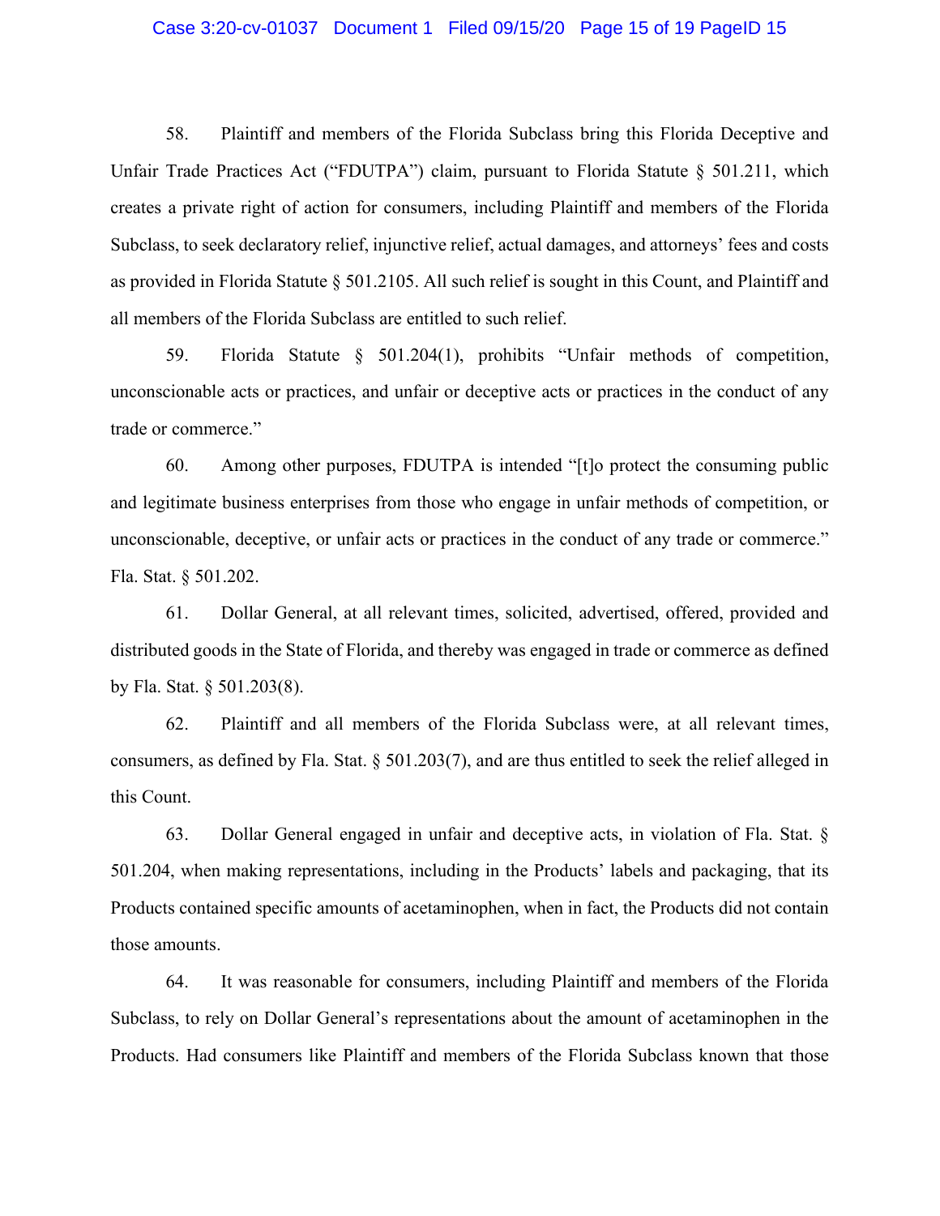58. Plaintiff and members of the Florida Subclass bring this Florida Deceptive and Unfair Trade Practices Act ("FDUTPA") claim, pursuant to Florida Statute § 501.211, which creates a private right of action for consumers, including Plaintiff and members of the Florida Subclass, to seek declaratory relief, injunctive relief, actual damages, and attorneys' fees and costs as provided in Florida Statute § 501.2105. All such relief is sought in this Count, and Plaintiff and all members of the Florida Subclass are entitled to such relief.

59. Florida Statute § 501.204(1), prohibits "Unfair methods of competition, unconscionable acts or practices, and unfair or deceptive acts or practices in the conduct of any trade or commerce."

60. Among other purposes, FDUTPA is intended "[t]o protect the consuming public and legitimate business enterprises from those who engage in unfair methods of competition, or unconscionable, deceptive, or unfair acts or practices in the conduct of any trade or commerce." Fla. Stat. § 501.202.

61. Dollar General, at all relevant times, solicited, advertised, offered, provided and distributed goods in the State of Florida, and thereby was engaged in trade or commerce as defined by Fla. Stat. § 501.203(8).

62. Plaintiff and all members of the Florida Subclass were, at all relevant times, consumers, as defined by Fla. Stat. § 501.203(7), and are thus entitled to seek the relief alleged in this Count.

63. Dollar General engaged in unfair and deceptive acts, in violation of Fla. Stat. § 501.204, when making representations, including in the Products' labels and packaging, that its Products contained specific amounts of acetaminophen, when in fact, the Products did not contain those amounts.

64. It was reasonable for consumers, including Plaintiff and members of the Florida Subclass, to rely on Dollar General's representations about the amount of acetaminophen in the Products. Had consumers like Plaintiff and members of the Florida Subclass known that those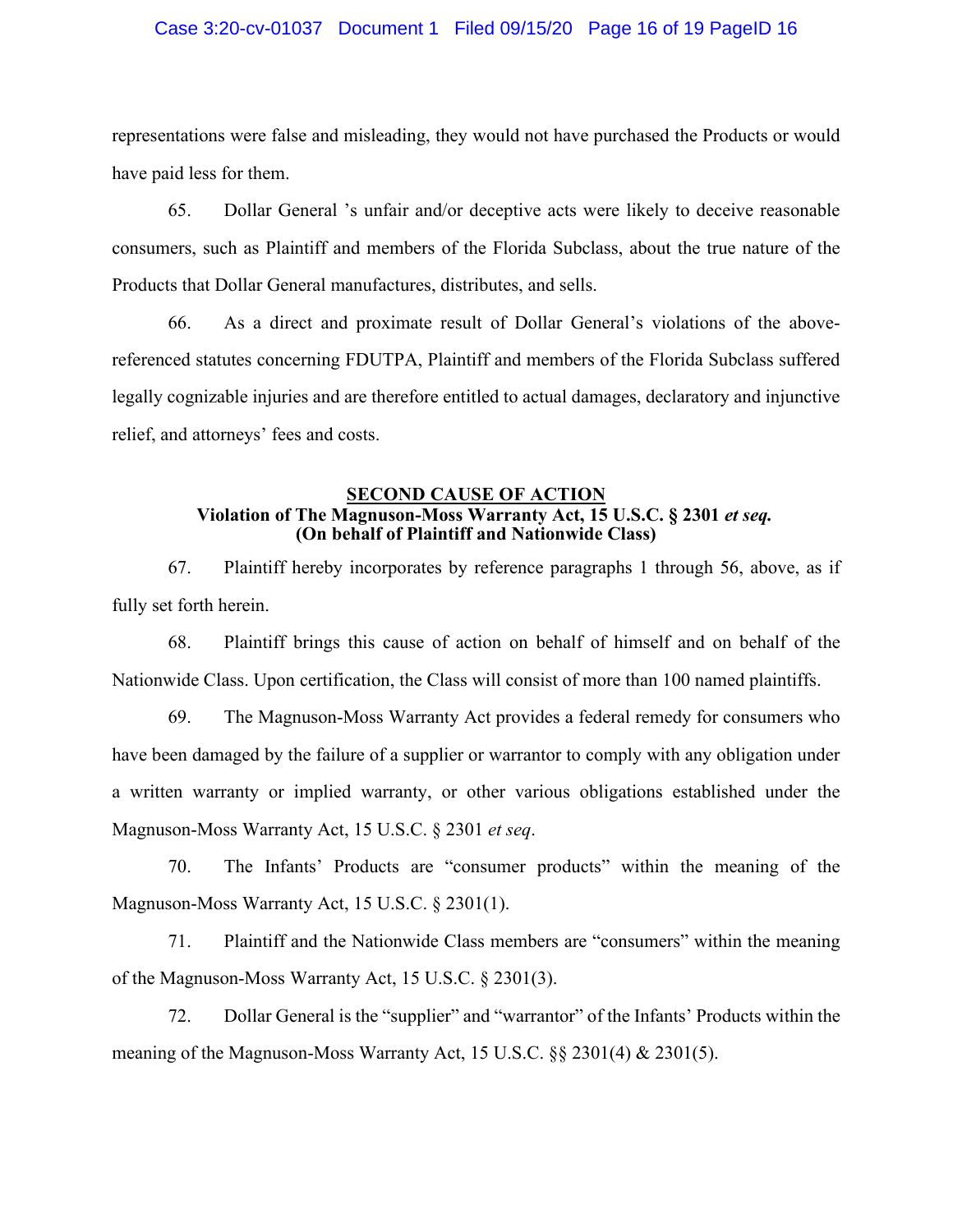representations were false and misleading, they would not have purchased the Products or would have paid less for them.

65. Dollar General 's unfair and/or deceptive acts were likely to deceive reasonable consumers, such as Plaintiff and members of the Florida Subclass, about the true nature of the Products that Dollar General manufactures, distributes, and sells.

66. As a direct and proximate result of Dollar General's violations of the above-referenced statutes concerning FDUTPA, Plaintiff and members of the Florida Subclass suffered legally cognizable injuries and are therefore entitled to actual damages, declaratory and injunctive relief, and attorneys' fees and costs.

## SECOND CAUSE OF ACTION
**Violation of The Magnuson-Moss Warranty Act, 15 U.S.C. § 2301 *et seq.***
**(On behalf of Plaintiff and Nationwide Class)**

67. Plaintiff hereby incorporates by reference paragraphs 1 through 56, above, as if fully set forth herein.

68. Plaintiff brings this cause of action on behalf of himself and on behalf of the Nationwide Class. Upon certification, the Class will consist of more than 100 named plaintiffs.

69. The Magnuson-Moss Warranty Act provides a federal remedy for consumers who have been damaged by the failure of a supplier or warrantor to comply with any obligation under a written warranty or implied warranty, or other various obligations established under the Magnuson-Moss Warranty Act, 15 U.S.C. § 2301 *et seq*.

70. The Infants' Products are "consumer products" within the meaning of the Magnuson-Moss Warranty Act, 15 U.S.C. § 2301(1).

71. Plaintiff and the Nationwide Class members are "consumers" within the meaning of the Magnuson-Moss Warranty Act, 15 U.S.C. § 2301(3).

72. Dollar General is the "supplier" and "warrantor" of the Infants' Products within the meaning of the Magnuson-Moss Warranty Act, 15 U.S.C. §§ 2301(4) & 2301(5).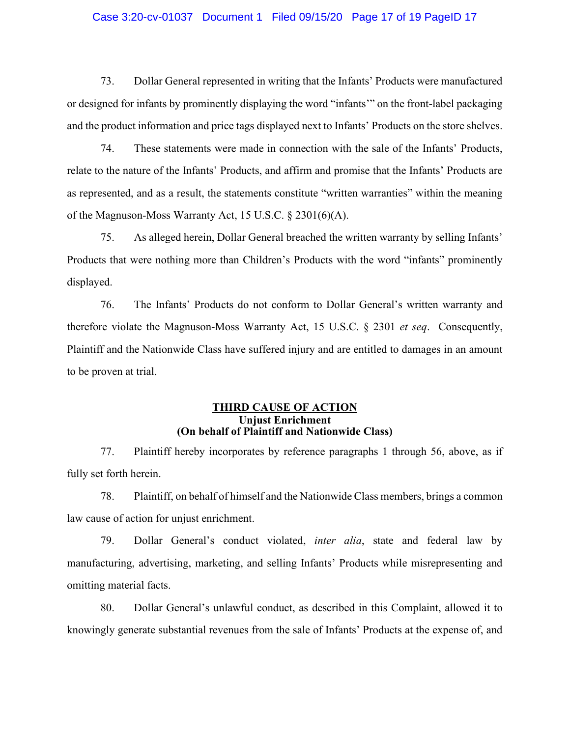73. Dollar General represented in writing that the Infants' Products were manufactured or designed for infants by prominently displaying the word "infants'" on the front-label packaging and the product information and price tags displayed next to Infants' Products on the store shelves.

74. These statements were made in connection with the sale of the Infants' Products, relate to the nature of the Infants' Products, and affirm and promise that the Infants' Products are as represented, and as a result, the statements constitute "written warranties" within the meaning of the Magnuson-Moss Warranty Act, 15 U.S.C. § 2301(6)(A).

75. As alleged herein, Dollar General breached the written warranty by selling Infants' Products that were nothing more than Children's Products with the word "infants" prominently displayed.

76. The Infants' Products do not conform to Dollar General's written warranty and therefore violate the Magnuson-Moss Warranty Act, 15 U.S.C. § 2301 *et seq*. Consequently, Plaintiff and the Nationwide Class have suffered injury and are entitled to damages in an amount to be proven at trial.

**THIRD CAUSE OF ACTION**
**Unjust Enrichment**
**(On behalf of Plaintiff and Nationwide Class)**

77. Plaintiff hereby incorporates by reference paragraphs 1 through 56, above, as if fully set forth herein.

78. Plaintiff, on behalf of himself and the Nationwide Class members, brings a common law cause of action for unjust enrichment.

79. Dollar General's conduct violated, *inter alia*, state and federal law by manufacturing, advertising, marketing, and selling Infants' Products while misrepresenting and omitting material facts.

80. Dollar General's unlawful conduct, as described in this Complaint, allowed it to knowingly generate substantial revenues from the sale of Infants' Products at the expense of, and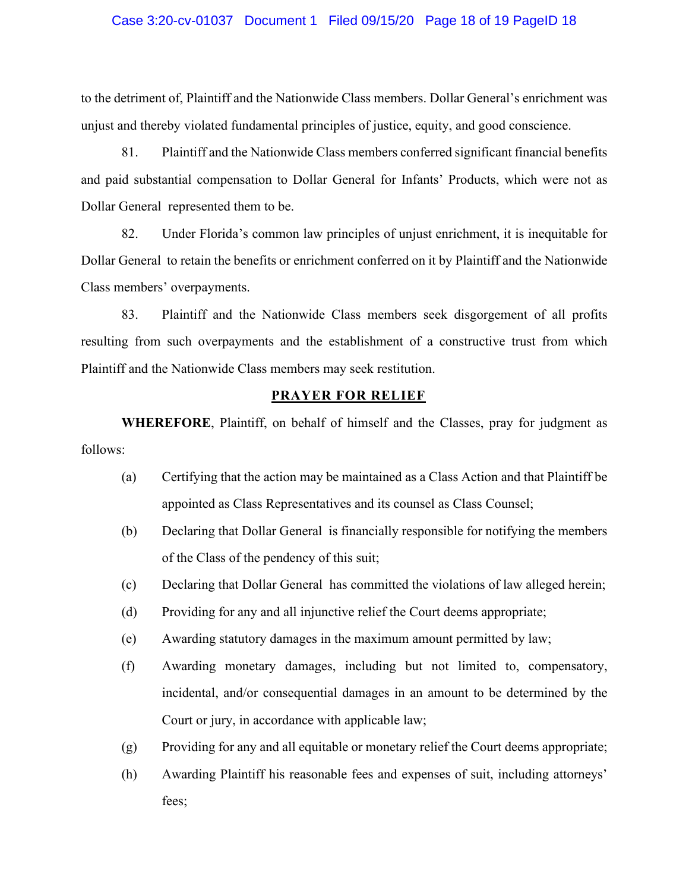to the detriment of, Plaintiff and the Nationwide Class members. Dollar General's enrichment was unjust and thereby violated fundamental principles of justice, equity, and good conscience.

81. Plaintiff and the Nationwide Class members conferred significant financial benefits and paid substantial compensation to Dollar General for Infants' Products, which were not as Dollar General represented them to be.

82. Under Florida's common law principles of unjust enrichment, it is inequitable for Dollar General to retain the benefits or enrichment conferred on it by Plaintiff and the Nationwide Class members' overpayments.

83. Plaintiff and the Nationwide Class members seek disgorgement of all profits resulting from such overpayments and the establishment of a constructive trust from which Plaintiff and the Nationwide Class members may seek restitution.

## PRAYER FOR RELIEF

**WHEREFORE**, Plaintiff, on behalf of himself and the Classes, pray for judgment as follows:

(a) Certifying that the action may be maintained as a Class Action and that Plaintiff be appointed as Class Representatives and its counsel as Class Counsel;

(b) Declaring that Dollar General is financially responsible for notifying the members of the Class of the pendency of this suit;

(c) Declaring that Dollar General has committed the violations of law alleged herein;

(d) Providing for any and all injunctive relief the Court deems appropriate;

(e) Awarding statutory damages in the maximum amount permitted by law;

(f) Awarding monetary damages, including but not limited to, compensatory, incidental, and/or consequential damages in an amount to be determined by the Court or jury, in accordance with applicable law;

(g) Providing for any and all equitable or monetary relief the Court deems appropriate;

(h) Awarding Plaintiff his reasonable fees and expenses of suit, including attorneys' fees;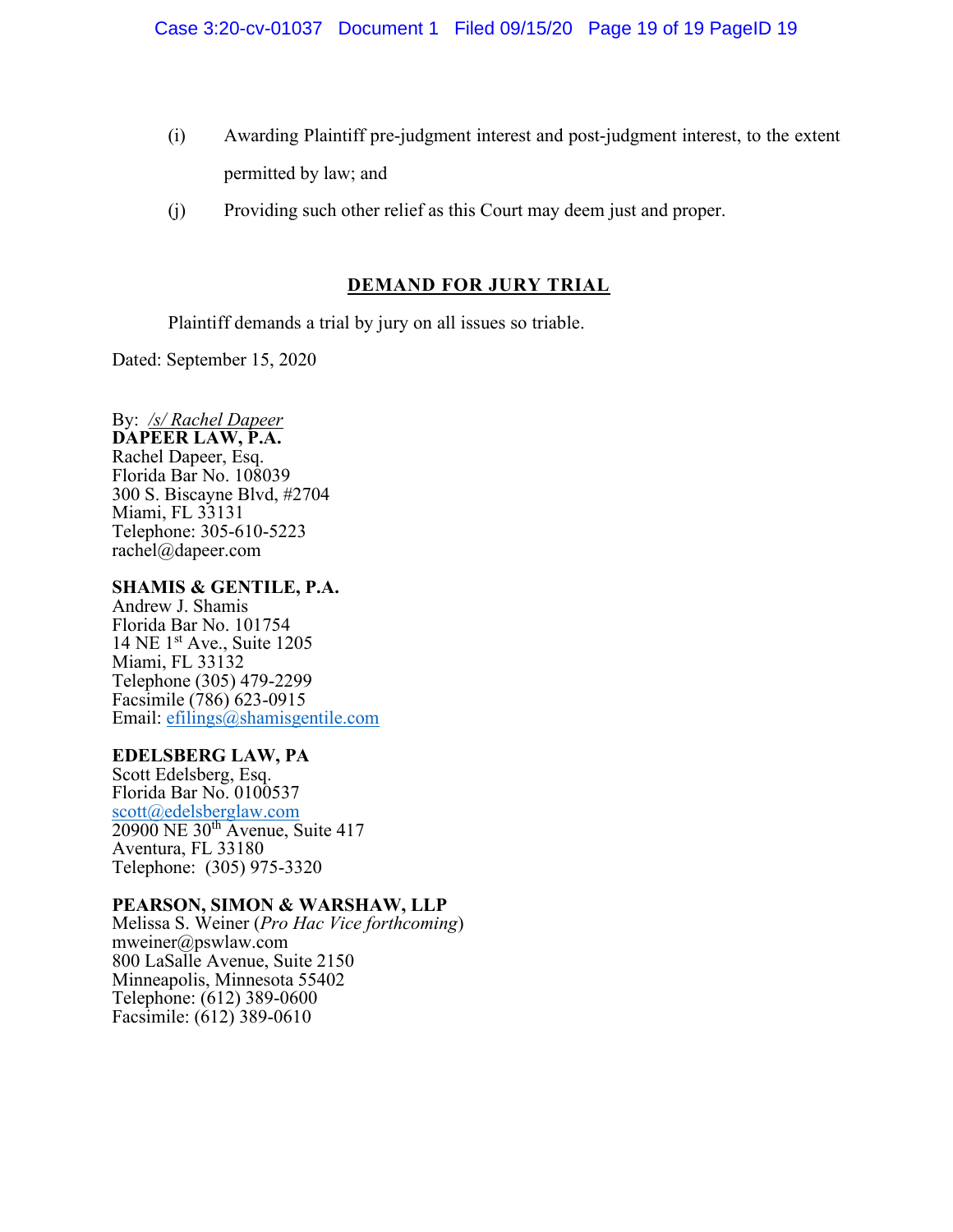(i) Awarding Plaintiff pre-judgment interest and post-judgment interest, to the extent permitted by law; and

(j) Providing such other relief as this Court may deem just and proper.

## DEMAND FOR JURY TRIAL

Plaintiff demands a trial by jury on all issues so triable.

Dated: September 15, 2020

By: */s/ Rachel Dapeer*
**DAPEER LAW, P.A.**
Rachel Dapeer, Esq.
Florida Bar No. 108039
300 S. Biscayne Blvd, #2704
Miami, FL 33131
Telephone: 305-610-5223
rachel@dapeer.com

**SHAMIS & GENTILE, P.A.**
Andrew J. Shamis
Florida Bar No. 101754
14 NE 1st Ave., Suite 1205
Miami, FL 33132
Telephone (305) 479-2299
Facsimile (786) 623-0915
Email: efilings@shamisgentile.com

**EDELSBERG LAW, PA**
Scott Edelsberg, Esq.
Florida Bar No. 0100537
scott@edelsberglaw.com
20900 NE 30th Avenue, Suite 417
Aventura, FL 33180
Telephone: (305) 975-3320

**PEARSON, SIMON & WARSHAW, LLP**
Melissa S. Weiner (*Pro Hac Vice forthcoming*)
mweiner@pswlaw.com
800 LaSalle Avenue, Suite 2150
Minneapolis, Minnesota 55402
Telephone: (612) 389-0600
Facsimile: (612) 389-0610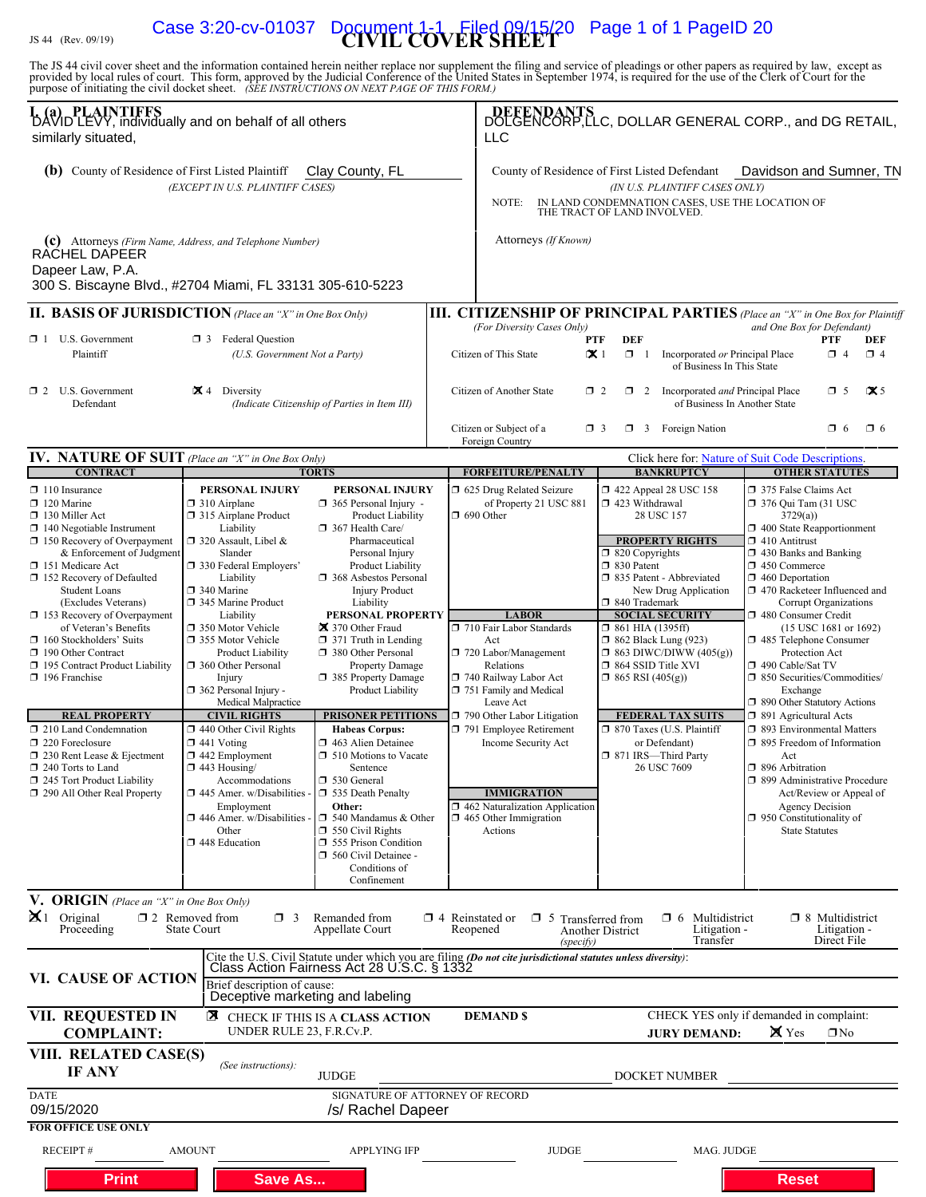JS 44 (Rev. 09/19)

# CIVIL COVER SHEET

The JS 44 civil cover sheet and the information contained herein neither replace nor supplement the filing and service of pleadings or other papers as required by law, except as provided by local rules of court. This form, approved by the Judicial Conference of the United States in September 1974, is required for the use of the Clerk of Court for the purpose of initiating the civil docket sheet. *(SEE INSTRUCTIONS ON NEXT PAGE OF THIS FORM.)*

## I. (a) PLAINTIFFS

DAVID LEVY, individually and on behalf of all others similarly situated,

## DEFENDANTS

DOLGENCORP,LLC, DOLLAR GENERAL CORP., and DG RETAIL, LLC

**(b)** County of Residence of First Listed Plaintiff: Clay County, FL
*(EXCEPT IN U.S. PLAINTIFF CASES)*

County of Residence of First Listed Defendant: Davidson and Sumner, TN
*(IN U.S. PLAINTIFF CASES ONLY)*

NOTE: IN LAND CONDEMNATION CASES, USE THE LOCATION OF THE TRACT OF LAND INVOLVED.

**(c)** Attorneys *(Firm Name, Address, and Telephone Number)*
RACHEL DAPEER
Dapeer Law, P.A.
300 S. Biscayne Blvd., #2704 Miami, FL 33131 305-610-5223

Attorneys *(If Known)*

## II. BASIS OF JURISDICTION *(Place an "X" in One Box Only)*

- ☐ 1 U.S. Government Plaintiff
- ☐ 3 Federal Question (U.S. Government Not a Party)
- ☐ 2 U.S. Government Defendant
- ☒ 4 Diversity (Indicate Citizenship of Parties in Item III)

## III. CITIZENSHIP OF PRINCIPAL PARTIES *(Place an "X" in One Box for Plaintiff and One Box for Defendant)* *(For Diversity Cases Only)*

| | PTF | DEF | | PTF | DEF |
|---|---|---|---|---|---|
| Citizen of This State | ☒ 1 | ☐ 1 | Incorporated *or* Principal Place of Business In This State | ☐ 4 | ☐ 4 |
| Citizen of Another State | ☐ 2 | ☐ 2 | Incorporated *and* Principal Place of Business In Another State | ☐ 5 | ☒ 5 |
| Citizen or Subject of a Foreign Country | ☐ 3 | ☐ 3 | Foreign Nation | ☐ 6 | ☐ 6 |

## IV. NATURE OF SUIT *(Place an "X" in One Box Only)*

Click here for: Nature of Suit Code Descriptions.

**CONTRACT**
- ☐ 110 Insurance
- ☐ 120 Marine
- ☐ 130 Miller Act
- ☐ 140 Negotiable Instrument
- ☐ 150 Recovery of Overpayment & Enforcement of Judgment
- ☐ 151 Medicare Act
- ☐ 152 Recovery of Defaulted Student Loans (Excludes Veterans)
- ☐ 153 Recovery of Overpayment of Veteran's Benefits
- ☐ 160 Stockholders' Suits
- ☐ 190 Other Contract
- ☐ 195 Contract Product Liability
- ☐ 196 Franchise

**REAL PROPERTY**
- ☐ 210 Land Condemnation
- ☐ 220 Foreclosure
- ☐ 230 Rent Lease & Ejectment
- ☐ 240 Torts to Land
- ☐ 245 Tort Product Liability
- ☐ 290 All Other Real Property

**TORTS — PERSONAL INJURY**
- ☐ 310 Airplane
- ☐ 315 Airplane Product Liability
- ☐ 320 Assault, Libel & Slander
- ☐ 330 Federal Employers' Liability
- ☐ 340 Marine
- ☐ 345 Marine Product Liability
- ☐ 350 Motor Vehicle
- ☐ 355 Motor Vehicle Product Liability
- ☐ 360 Other Personal Injury
- ☐ 362 Personal Injury - Medical Malpractice

**PERSONAL INJURY**
- ☐ 365 Personal Injury - Product Liability
- ☐ 367 Health Care/ Pharmaceutical Personal Injury Product Liability
- ☐ 368 Asbestos Personal Injury Product Liability

**PERSONAL PROPERTY**
- ☒ 370 Other Fraud
- ☐ 371 Truth in Lending
- ☐ 380 Other Personal Property Damage
- ☐ 385 Property Damage Product Liability

**CIVIL RIGHTS**
- ☐ 440 Other Civil Rights
- ☐ 441 Voting
- ☐ 442 Employment
- ☐ 443 Housing/ Accommodations
- ☐ 445 Amer. w/Disabilities - Employment
- ☐ 446 Amer. w/Disabilities - Other
- ☐ 448 Education

**PRISONER PETITIONS**
Habeas Corpus:
- ☐ 463 Alien Detainee
- ☐ 510 Motions to Vacate Sentence
- ☐ 530 General
- ☐ 535 Death Penalty

Other:
- ☐ 540 Mandamus & Other
- ☐ 550 Civil Rights
- ☐ 555 Prison Condition
- ☐ 560 Civil Detainee - Conditions of Confinement

**FORFEITURE/PENALTY**
- ☐ 625 Drug Related Seizure of Property 21 USC 881
- ☐ 690 Other

**LABOR**
- ☐ 710 Fair Labor Standards Act
- ☐ 720 Labor/Management Relations
- ☐ 740 Railway Labor Act
- ☐ 751 Family and Medical Leave Act
- ☐ 790 Other Labor Litigation
- ☐ 791 Employee Retirement Income Security Act

**IMMIGRATION**
- ☐ 462 Naturalization Application
- ☐ 465 Other Immigration Actions

**BANKRUPTCY**
- ☐ 422 Appeal 28 USC 158
- ☐ 423 Withdrawal 28 USC 157

**PROPERTY RIGHTS**
- ☐ 820 Copyrights
- ☐ 830 Patent
- ☐ 835 Patent - Abbreviated New Drug Application
- ☐ 840 Trademark

**SOCIAL SECURITY**
- ☐ 861 HIA (1395ff)
- ☐ 862 Black Lung (923)
- ☐ 863 DIWC/DIWW (405(g))
- ☐ 864 SSID Title XVI
- ☐ 865 RSI (405(g))

**FEDERAL TAX SUITS**
- ☐ 870 Taxes (U.S. Plaintiff or Defendant)
- ☐ 871 IRS—Third Party 26 USC 7609

**OTHER STATUTES**
- ☐ 375 False Claims Act
- ☐ 376 Qui Tam (31 USC 3729(a))
- ☐ 400 State Reapportionment
- ☐ 410 Antitrust
- ☐ 430 Banks and Banking
- ☐ 450 Commerce
- ☐ 460 Deportation
- ☐ 470 Racketeer Influenced and Corrupt Organizations
- ☐ 480 Consumer Credit (15 USC 1681 or 1692)
- ☐ 485 Telephone Consumer Protection Act
- ☐ 490 Cable/Sat TV
- ☐ 850 Securities/Commodities/ Exchange
- ☐ 890 Other Statutory Actions
- ☐ 891 Agricultural Acts
- ☐ 893 Environmental Matters
- ☐ 895 Freedom of Information Act
- ☐ 896 Arbitration
- ☐ 899 Administrative Procedure Act/Review or Appeal of Agency Decision
- ☐ 950 Constitutionality of State Statutes

## V. ORIGIN *(Place an "X" in One Box Only)*

- ☒ 1 Original Proceeding
- ☐ 2 Removed from State Court
- ☐ 3 Remanded from Appellate Court
- ☐ 4 Reinstated or Reopened
- ☐ 5 Transferred from Another District *(specify)*
- ☐ 6 Multidistrict Litigation - Transfer
- ☐ 8 Multidistrict Litigation - Direct File

## VI. CAUSE OF ACTION

Cite the U.S. Civil Statute under which you are filing *(Do not cite jurisdictional statutes unless diversity)*:
Class Action Fairness Act 28 U.S.C. § 1332

Brief description of cause:
Deceptive marketing and labeling

## VII. REQUESTED IN COMPLAINT:

☒ CHECK IF THIS IS A CLASS ACTION UNDER RULE 23, F.R.Cv.P.

DEMAND $

CHECK YES only if demanded in complaint:
JURY DEMAND: ☒ Yes ☐ No

## VIII. RELATED CASE(S) IF ANY

*(See instructions)*: JUDGE DOCKET NUMBER

DATE: 09/15/2020

SIGNATURE OF ATTORNEY OF RECORD: /s/ Rachel Dapeer

**FOR OFFICE USE ONLY**

RECEIPT # AMOUNT APPLYING IFP JUDGE MAG. JUDGE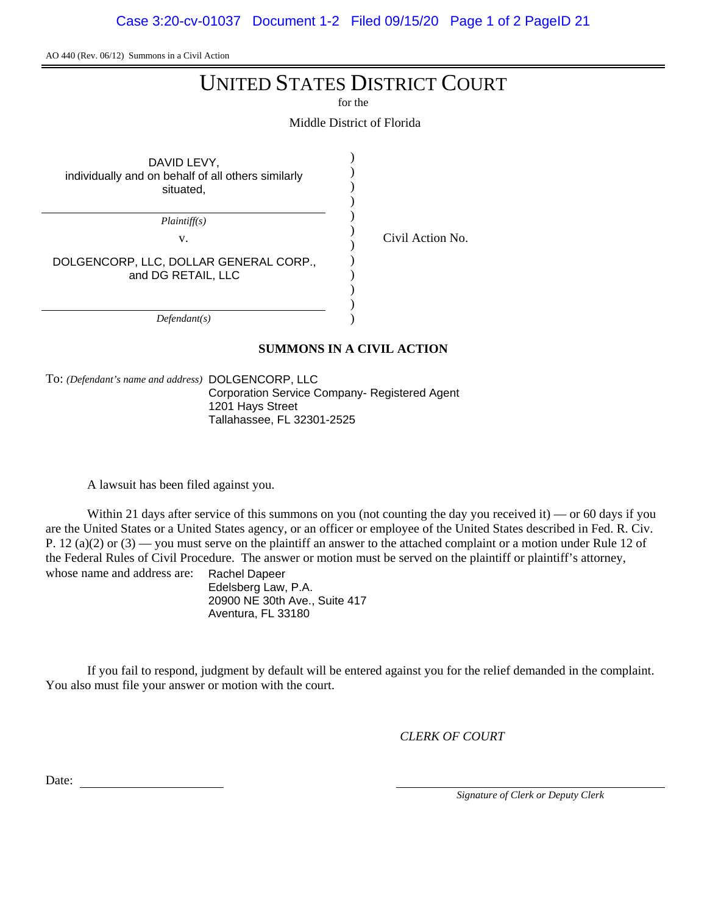AO 440 (Rev. 06/12) Summons in a Civil Action

# UNITED STATES DISTRICT COURT

for the

Middle District of Florida

| | | |
|---|---|---|
| DAVID LEVY, individually and on behalf of all others similarly situated, | ) | |
| *Plaintiff(s)* | ) | |
| v. | ) | Civil Action No. |
| DOLGENCORP, LLC, DOLLAR GENERAL CORP., and DG RETAIL, LLC | ) | |
| *Defendant(s)* | ) | |

**SUMMONS IN A CIVIL ACTION**

To: *(Defendant's name and address)* DOLGENCORP, LLC
Corporation Service Company- Registered Agent
1201 Hays Street
Tallahassee, FL 32301-2525

A lawsuit has been filed against you.

Within 21 days after service of this summons on you (not counting the day you received it) — or 60 days if you are the United States or a United States agency, or an officer or employee of the United States described in Fed. R. Civ. P. 12 (a)(2) or (3) — you must serve on the plaintiff an answer to the attached complaint or a motion under Rule 12 of the Federal Rules of Civil Procedure. The answer or motion must be served on the plaintiff or plaintiff's attorney, whose name and address are: Rachel Dapeer
Edelsberg Law, P.A.
20900 NE 30th Ave., Suite 417
Aventura, FL 33180

If you fail to respond, judgment by default will be entered against you for the relief demanded in the complaint. You also must file your answer or motion with the court.

*CLERK OF COURT*

Date: \_\_\_\_\_\_\_\_\_\_\_\_\_\_\_\_\_\_\_\_

\_\_\_\_\_\_\_\_\_\_\_\_\_\_\_\_\_\_\_\_\_\_\_\_\_\_\_\_\_\_
*Signature of Clerk or Deputy Clerk*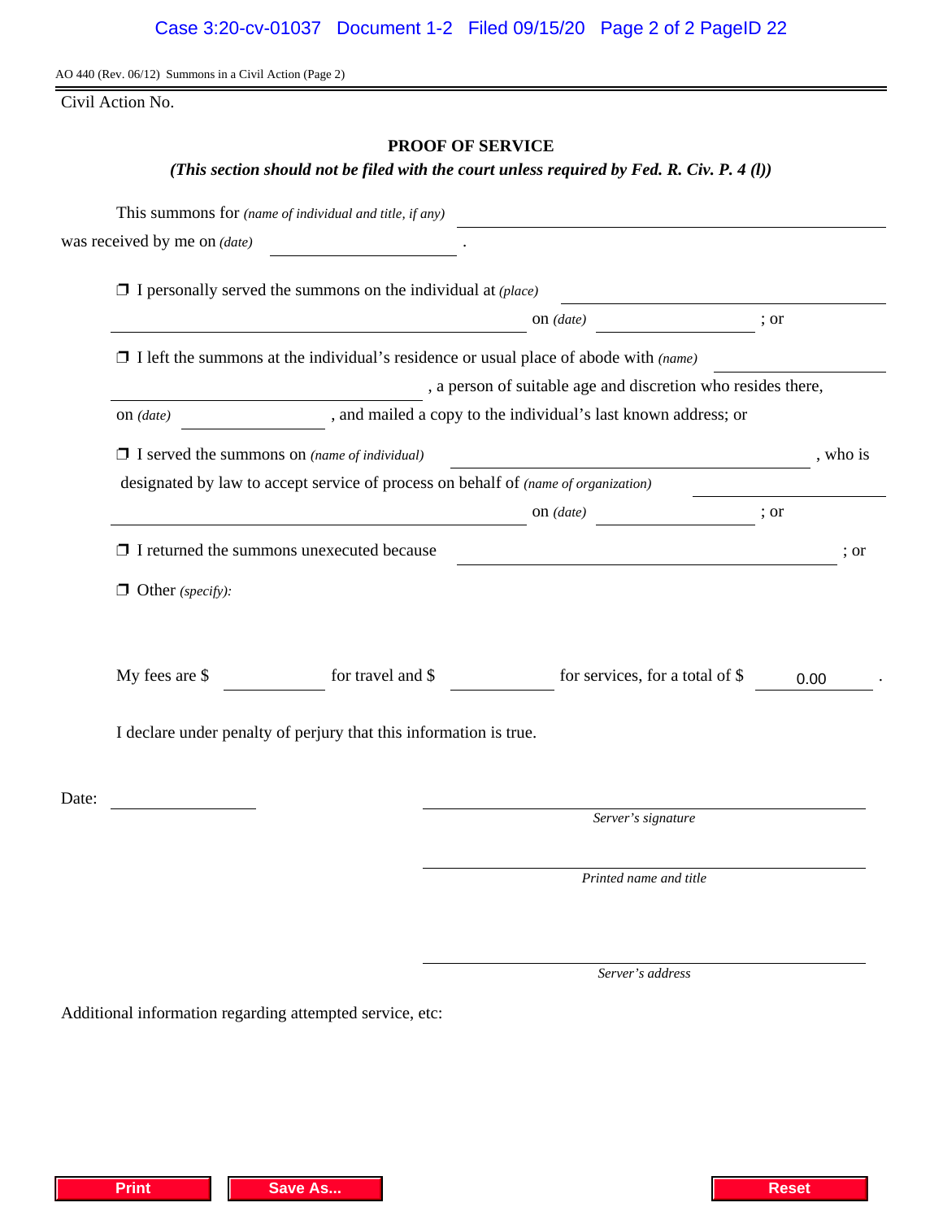AO 440 (Rev. 06/12) Summons in a Civil Action (Page 2)

Civil Action No.

## PROOF OF SERVICE

***(This section should not be filed with the court unless required by Fed. R. Civ. P. 4 (l))***

This summons for *(name of individual and title, if any)* ______________________________

was received by me on *(date)* ________________ .

❒ I personally served the summons on the individual at *(place)* ______________________________ on *(date)* ________________ ; or

❒ I left the summons at the individual's residence or usual place of abode with *(name)* ______________________________ , a person of suitable age and discretion who resides there, on *(date)* ________________ , and mailed a copy to the individual's last known address; or

❒ I served the summons on *(name of individual)* ______________________________ , who is designated by law to accept service of process on behalf of *(name of organization)* ______________________________ on *(date)* ________________ ; or

❒ I returned the summons unexecuted because ______________________________ ; or

❒ Other *(specify)*:

My fees are $ ________ for travel and $ ________ for services, for a total of $ 0.00 .

I declare under penalty of perjury that this information is true.

Date: ________________

______________________________
*Server's signature*

______________________________
*Printed name and title*

______________________________
*Server's address*

Additional information regarding attempted service, etc:

Print | Save As... | Reset